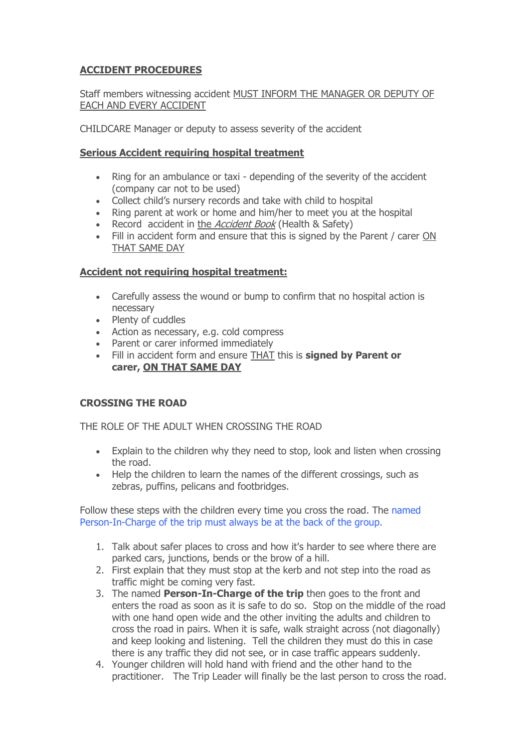## ACCIDENT PROCEDURES

Staff members witnessing accident MUST INFORM THE MANAGER OR DEPUTY OF EACH AND EVERY ACCIDENT

CHILDCARE Manager or deputy to assess severity of the accident

### Serious Accident requiring hospital treatment

- Ring for an ambulance or taxi - depending of the severity of the accident (company car not to be used)
- Collect child's nursery records and take with child to hospital
- Ring parent at work or home and him/her to meet you at the hospital
- Record accident in the *Accident Book* (Health & Safety)
- Fill in accident form and ensure that this is signed by the Parent / carer ON THAT SAME DAY

### Accident not requiring hospital treatment:

- Carefully assess the wound or bump to confirm that no hospital action is necessary
- Plenty of cuddles
- Action as necessary, e.g. cold compress
- Parent or carer informed immediately
- Fill in accident form and ensure THAT this is **signed by Parent or carer, ON THAT SAME DAY**

## CROSSING THE ROAD

THE ROLE OF THE ADULT WHEN CROSSING THE ROAD

- Explain to the children why they need to stop, look and listen when crossing the road.
- Help the children to learn the names of the different crossings, such as zebras, puffins, pelicans and footbridges.

Follow these steps with the children every time you cross the road. The named Person-In-Charge of the trip must always be at the back of the group.

1. Talk about safer places to cross and how it's harder to see where there are parked cars, junctions, bends or the brow of a hill.
2. First explain that they must stop at the kerb and not step into the road as traffic might be coming very fast.
3. The named **Person-In-Charge of the trip** then goes to the front and enters the road as soon as it is safe to do so. Stop on the middle of the road with one hand open wide and the other inviting the adults and children to cross the road in pairs. When it is safe, walk straight across (not diagonally) and keep looking and listening. Tell the children they must do this in case there is any traffic they did not see, or in case traffic appears suddenly.
4. Younger children will hold hand with friend and the other hand to the practitioner. The Trip Leader will finally be the last person to cross the road.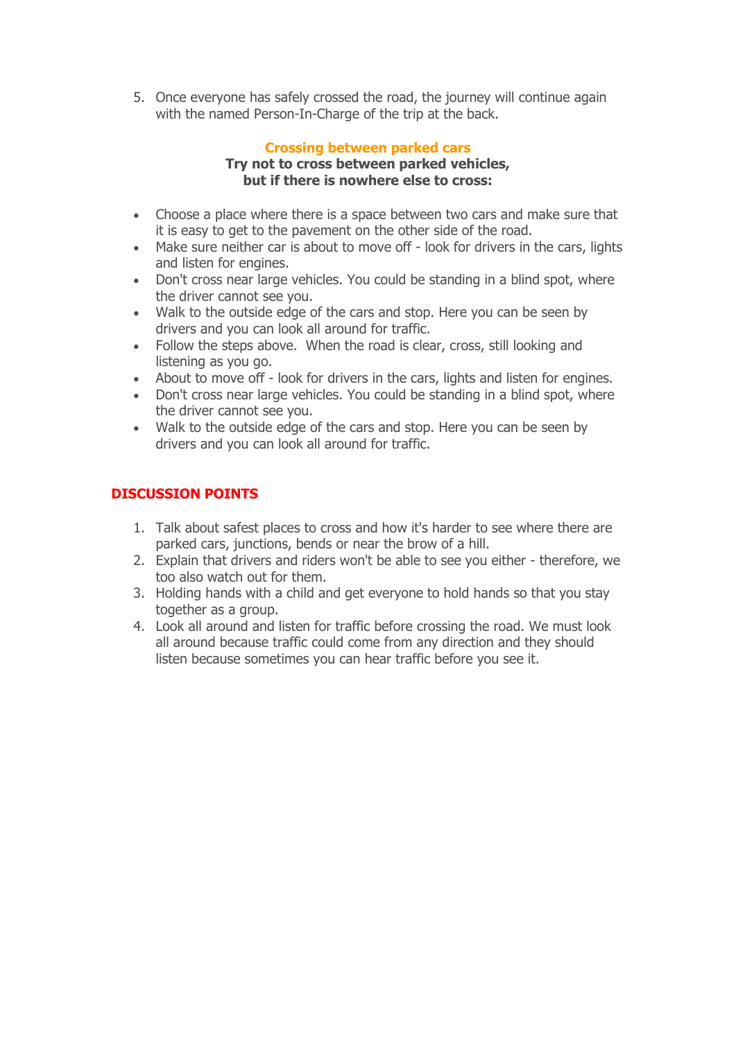5. Once everyone has safely crossed the road, the journey will continue again with the named Person-In-Charge of the trip at the back.

### Crossing between parked cars

**Try not to cross between parked vehicles,
but if there is nowhere else to cross:**

- Choose a place where there is a space between two cars and make sure that it is easy to get to the pavement on the other side of the road.
- Make sure neither car is about to move off - look for drivers in the cars, lights and listen for engines.
- Don't cross near large vehicles. You could be standing in a blind spot, where the driver cannot see you.
- Walk to the outside edge of the cars and stop. Here you can be seen by drivers and you can look all around for traffic.
- Follow the steps above. When the road is clear, cross, still looking and listening as you go.
- About to move off - look for drivers in the cars, lights and listen for engines.
- Don't cross near large vehicles. You could be standing in a blind spot, where the driver cannot see you.
- Walk to the outside edge of the cars and stop. Here you can be seen by drivers and you can look all around for traffic.

## DISCUSSION POINTS

1. Talk about safest places to cross and how it's harder to see where there are parked cars, junctions, bends or near the brow of a hill.
2. Explain that drivers and riders won't be able to see you either - therefore, we too also watch out for them.
3. Holding hands with a child and get everyone to hold hands so that you stay together as a group.
4. Look all around and listen for traffic before crossing the road. We must look all around because traffic could come from any direction and they should listen because sometimes you can hear traffic before you see it.